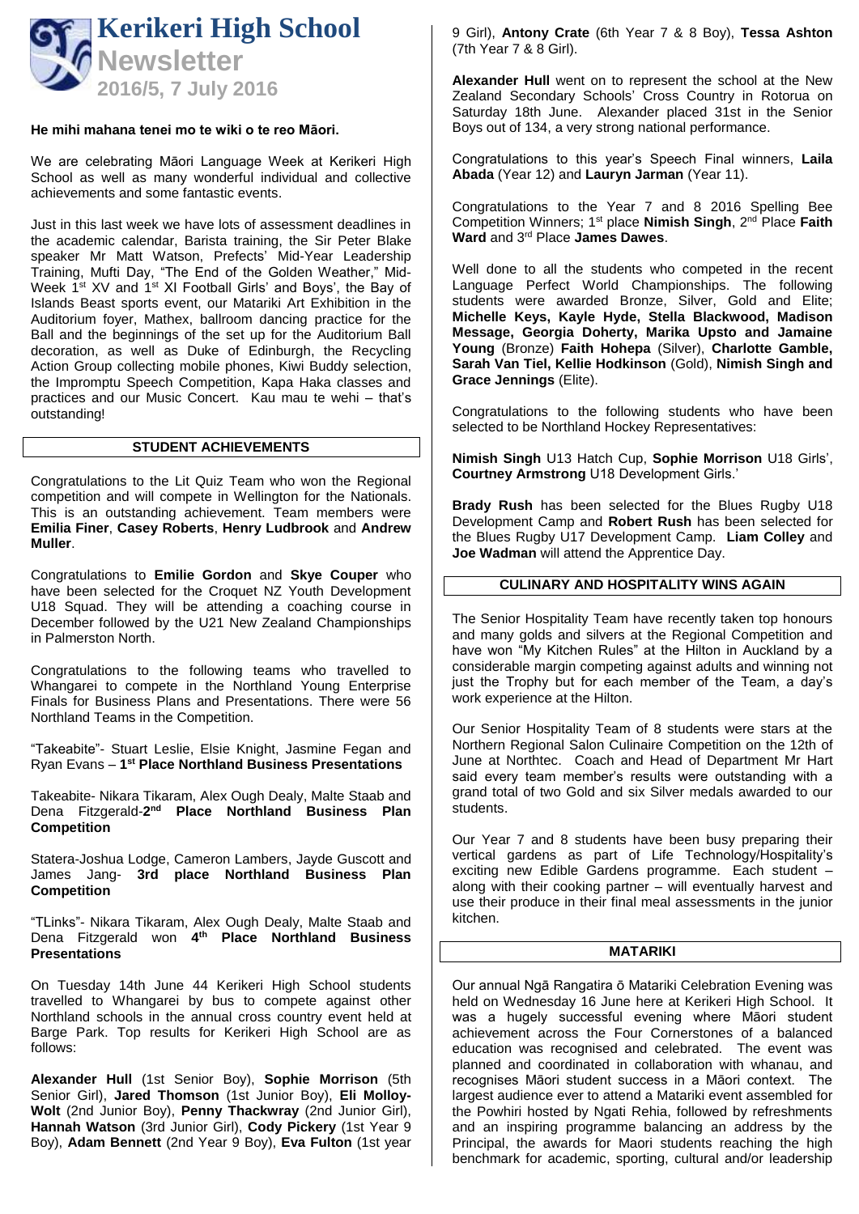# Kerikeri High School Newsletter

**2016/5, 7 July 2016**

**He mihi mahana tenei mo te wiki o te reo Māori.**

We are celebrating Māori Language Week at Kerikeri High School as well as many wonderful individual and collective achievements and some fantastic events.

Just in this last week we have lots of assessment deadlines in the academic calendar, Barista training, the Sir Peter Blake speaker Mr Matt Watson, Prefects' Mid-Year Leadership Training, Mufti Day, "The End of the Golden Weather," Mid-Week 1st XV and 1st XI Football Girls' and Boys', the Bay of Islands Beast sports event, our Matariki Art Exhibition in the Auditorium foyer, Mathex, ballroom dancing practice for the Ball and the beginnings of the set up for the Auditorium Ball decoration, as well as Duke of Edinburgh, the Recycling Action Group collecting mobile phones, Kiwi Buddy selection, the Impromptu Speech Competition, Kapa Haka classes and practices and our Music Concert. Kau mau te wehi – that's outstanding!

## STUDENT ACHIEVEMENTS

Congratulations to the Lit Quiz Team who won the Regional competition and will compete in Wellington for the Nationals. This is an outstanding achievement. Team members were **Emilia Finer**, **Casey Roberts**, **Henry Ludbrook** and **Andrew Muller**.

Congratulations to **Emilie Gordon** and **Skye Couper** who have been selected for the Croquet NZ Youth Development U18 Squad. They will be attending a coaching course in December followed by the U21 New Zealand Championships in Palmerston North.

Congratulations to the following teams who travelled to Whangarei to compete in the Northland Young Enterprise Finals for Business Plans and Presentations. There were 56 Northland Teams in the Competition.

"Takeabite"- Stuart Leslie, Elsie Knight, Jasmine Fegan and Ryan Evans – **1st Place Northland Business Presentations**

Takeabite- Nikara Tikaram, Alex Ough Dealy, Malte Staab and Dena Fitzgerald-**2nd Place Northland Business Plan Competition**

Statera-Joshua Lodge, Cameron Lambers, Jayde Guscott and James Jang- **3rd place Northland Business Plan Competition**

"TLinks"- Nikara Tikaram, Alex Ough Dealy, Malte Staab and Dena Fitzgerald won **4th Place Northland Business Presentations**

On Tuesday 14th June 44 Kerikeri High School students travelled to Whangarei by bus to compete against other Northland schools in the annual cross country event held at Barge Park. Top results for Kerikeri High School are as follows:

**Alexander Hull** (1st Senior Boy), **Sophie Morrison** (5th Senior Girl), **Jared Thomson** (1st Junior Boy), **Eli Molloy-Wolt** (2nd Junior Boy), **Penny Thackwray** (2nd Junior Girl), **Hannah Watson** (3rd Junior Girl), **Cody Pickery** (1st Year 9 Boy), **Adam Bennett** (2nd Year 9 Boy), **Eva Fulton** (1st year 9 Girl), **Antony Crate** (6th Year 7 & 8 Boy), **Tessa Ashton** (7th Year 7 & 8 Girl).

**Alexander Hull** went on to represent the school at the New Zealand Secondary Schools' Cross Country in Rotorua on Saturday 18th June. Alexander placed 31st in the Senior Boys out of 134, a very strong national performance.

Congratulations to this year's Speech Final winners, **Laila Abada** (Year 12) and **Lauryn Jarman** (Year 11).

Congratulations to the Year 7 and 8 2016 Spelling Bee Competition Winners; 1st place **Nimish Singh**, 2nd Place **Faith Ward** and 3rd Place **James Dawes**.

Well done to all the students who competed in the recent Language Perfect World Championships. The following students were awarded Bronze, Silver, Gold and Elite; **Michelle Keys, Kayle Hyde, Stella Blackwood, Madison Message, Georgia Doherty, Marika Upsto and Jamaine Young** (Bronze) **Faith Hohepa** (Silver), **Charlotte Gamble, Sarah Van Tiel, Kellie Hodkinson** (Gold), **Nimish Singh and Grace Jennings** (Elite).

Congratulations to the following students who have been selected to be Northland Hockey Representatives:

**Nimish Singh** U13 Hatch Cup, **Sophie Morrison** U18 Girls', **Courtney Armstrong** U18 Development Girls.'

**Brady Rush** has been selected for the Blues Rugby U18 Development Camp and **Robert Rush** has been selected for the Blues Rugby U17 Development Camp. **Liam Colley** and **Joe Wadman** will attend the Apprentice Day.

## CULINARY AND HOSPITALITY WINS AGAIN

The Senior Hospitality Team have recently taken top honours and many golds and silvers at the Regional Competition and have won "My Kitchen Rules" at the Hilton in Auckland by a considerable margin competing against adults and winning not just the Trophy but for each member of the Team, a day's work experience at the Hilton.

Our Senior Hospitality Team of 8 students were stars at the Northern Regional Salon Culinaire Competition on the 12th of June at Northtec. Coach and Head of Department Mr Hart said every team member's results were outstanding with a grand total of two Gold and six Silver medals awarded to our students.

Our Year 7 and 8 students have been busy preparing their vertical gardens as part of Life Technology/Hospitality's exciting new Edible Gardens programme. Each student – along with their cooking partner – will eventually harvest and use their produce in their final meal assessments in the junior kitchen.

## MATARIKI

Our annual Ngā Rangatira ō Matariki Celebration Evening was held on Wednesday 16 June here at Kerikeri High School. It was a hugely successful evening where Māori student achievement across the Four Cornerstones of a balanced education was recognised and celebrated. The event was planned and coordinated in collaboration with whanau, and recognises Māori student success in a Māori context. The largest audience ever to attend a Matariki event assembled for the Powhiri hosted by Ngati Rehia, followed by refreshments and an inspiring programme balancing an address by the Principal, the awards for Maori students reaching the high benchmark for academic, sporting, cultural and/or leadership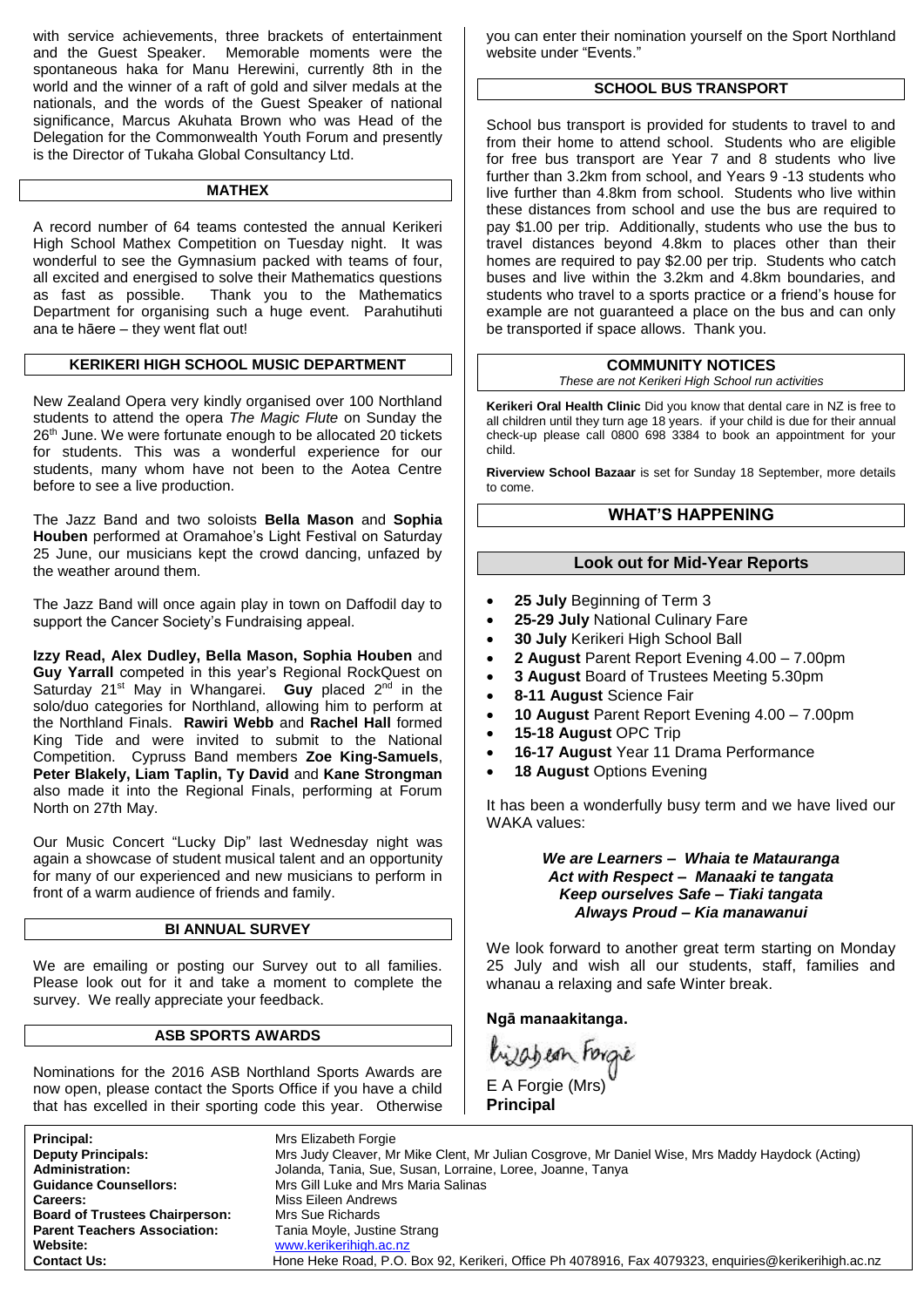with service achievements, three brackets of entertainment and the Guest Speaker. Memorable moments were the spontaneous haka for Manu Herewini, currently 8th in the world and the winner of a raft of gold and silver medals at the nationals, and the words of the Guest Speaker of national significance, Marcus Akuhata Brown who was Head of the Delegation for the Commonwealth Youth Forum and presently is the Director of Tukaha Global Consultancy Ltd.

## MATHEX

A record number of 64 teams contested the annual Kerikeri High School Mathex Competition on Tuesday night. It was wonderful to see the Gymnasium packed with teams of four, all excited and energised to solve their Mathematics questions as fast as possible. Thank you to the Mathematics Department for organising such a huge event. Parahutihuti ana te hāere – they went flat out!

## KERIKERI HIGH SCHOOL MUSIC DEPARTMENT

New Zealand Opera very kindly organised over 100 Northland students to attend the opera *The Magic Flute* on Sunday the 26th June. We were fortunate enough to be allocated 20 tickets for students. This was a wonderful experience for our students, many whom have not been to the Aotea Centre before to see a live production.

The Jazz Band and two soloists **Bella Mason** and **Sophia Houben** performed at Oramahoe's Light Festival on Saturday 25 June, our musicians kept the crowd dancing, unfazed by the weather around them.

The Jazz Band will once again play in town on Daffodil day to support the Cancer Society's Fundraising appeal.

**Izzy Read, Alex Dudley, Bella Mason, Sophia Houben** and **Guy Yarrall** competed in this year's Regional RockQuest on Saturday 21st May in Whangarei. **Guy** placed 2nd in the solo/duo categories for Northland, allowing him to perform at the Northland Finals. **Rawiri Webb** and **Rachel Hall** formed King Tide and were invited to submit to the National Competition. Cypruss Band members **Zoe King-Samuels**, **Peter Blakely, Liam Taplin, Ty David** and **Kane Strongman** also made it into the Regional Finals, performing at Forum North on 27th May.

Our Music Concert "Lucky Dip" last Wednesday night was again a showcase of student musical talent and an opportunity for many of our experienced and new musicians to perform in front of a warm audience of friends and family.

## BI ANNUAL SURVEY

We are emailing or posting our Survey out to all families. Please look out for it and take a moment to complete the survey. We really appreciate your feedback.

## ASB SPORTS AWARDS

Nominations for the 2016 ASB Northland Sports Awards are now open, please contact the Sports Office if you have a child that has excelled in their sporting code this year. Otherwise you can enter their nomination yourself on the Sport Northland website under "Events."

## SCHOOL BUS TRANSPORT

School bus transport is provided for students to travel to and from their home to attend school. Students who are eligible for free bus transport are Year 7 and 8 students who live further than 3.2km from school, and Years 9 -13 students who live further than 4.8km from school. Students who live within these distances from school and use the bus are required to pay $1.00 per trip. Additionally, students who use the bus to travel distances beyond 4.8km to places other than their homes are required to pay $2.00 per trip. Students who catch buses and live within the 3.2km and 4.8km boundaries, and students who travel to a sports practice or a friend's house for example are not guaranteed a place on the bus and can only be transported if space allows. Thank you.

## COMMUNITY NOTICES

*These are not Kerikeri High School run activities*

**Kerikeri Oral Health Clinic** Did you know that dental care in NZ is free to all children until they turn age 18 years. if your child is due for their annual check-up please call 0800 698 3384 to book an appointment for your child.

**Riverview School Bazaar** is set for Sunday 18 September, more details to come.

## WHAT'S HAPPENING

### Look out for Mid-Year Reports

- **25 July** Beginning of Term 3
- **25-29 July** National Culinary Fare
- **30 July** Kerikeri High School Ball
- **2 August** Parent Report Evening 4.00 – 7.00pm
- **3 August** Board of Trustees Meeting 5.30pm
- **8-11 August** Science Fair
- **10 August** Parent Report Evening 4.00 – 7.00pm
- **15-18 August** OPC Trip
- **16-17 August** Year 11 Drama Performance
- **18 August** Options Evening

It has been a wonderfully busy term and we have lived our WAKA values:

***We are Learners – Whaia te Matauranga***
***Act with Respect – Manaaki te tangata***
***Keep ourselves Safe – Tiaki tangata***
***Always Proud – Kia manawanui***

We look forward to another great term starting on Monday 25 July and wish all our students, staff, families and whanau a relaxing and safe Winter break.

**Ngā manaakitanga.**

Elizabeth Forgie

E A Forgie (Mrs)
**Principal**

| | |
|---|---|
| **Principal:** | Mrs Elizabeth Forgie |
| **Deputy Principals:** | Mrs Judy Cleaver, Mr Mike Clent, Mr Julian Cosgrove, Mr Daniel Wise, Mrs Maddy Haydock (Acting) |
| **Administration:** | Jolanda, Tania, Sue, Susan, Lorraine, Loree, Joanne, Tanya |
| **Guidance Counsellors:** | Mrs Gill Luke and Mrs Maria Salinas |
| **Careers:** | Miss Eileen Andrews |
| **Board of Trustees Chairperson:** | Mrs Sue Richards |
| **Parent Teachers Association:** | Tania Moyle, Justine Strang |
| **Website:** | www.kerikerihigh.ac.nz |
| **Contact Us:** | Hone Heke Road, P.O. Box 92, Kerikeri, Office Ph 4078916, Fax 4079323, enquiries@kerikerihigh.ac.nz |